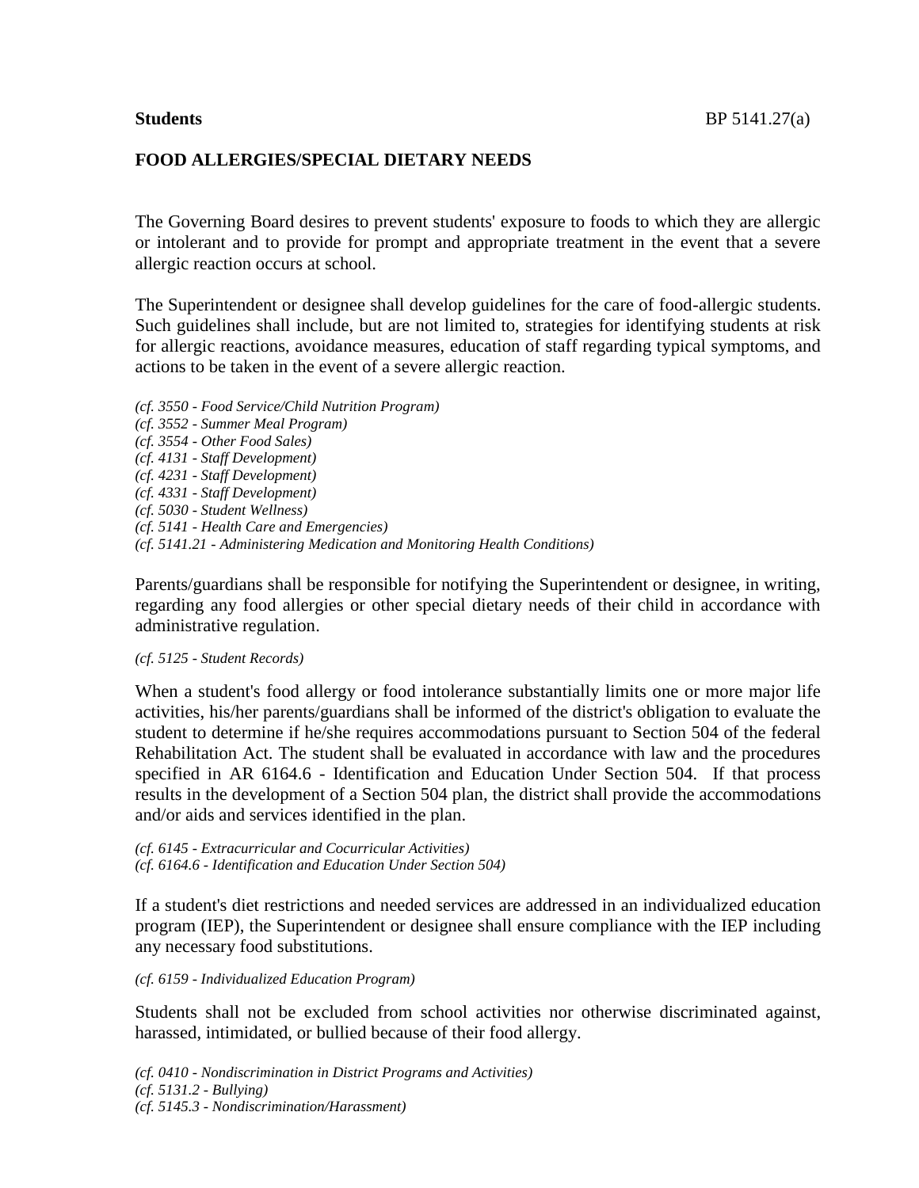**Students** BP 5141.27(a)

## FOOD ALLERGIES/SPECIAL DIETARY NEEDS

The Governing Board desires to prevent students' exposure to foods to which they are allergic or intolerant and to provide for prompt and appropriate treatment in the event that a severe allergic reaction occurs at school.

The Superintendent or designee shall develop guidelines for the care of food-allergic students. Such guidelines shall include, but are not limited to, strategies for identifying students at risk for allergic reactions, avoidance measures, education of staff regarding typical symptoms, and actions to be taken in the event of a severe allergic reaction.

*(cf. 3550 - Food Service/Child Nutrition Program)*
*(cf. 3552 - Summer Meal Program)*
*(cf. 3554 - Other Food Sales)*
*(cf. 4131 - Staff Development)*
*(cf. 4231 - Staff Development)*
*(cf. 4331 - Staff Development)*
*(cf. 5030 - Student Wellness)*
*(cf. 5141 - Health Care and Emergencies)*
*(cf. 5141.21 - Administering Medication and Monitoring Health Conditions)*

Parents/guardians shall be responsible for notifying the Superintendent or designee, in writing, regarding any food allergies or other special dietary needs of their child in accordance with administrative regulation.

*(cf. 5125 - Student Records)*

When a student's food allergy or food intolerance substantially limits one or more major life activities, his/her parents/guardians shall be informed of the district's obligation to evaluate the student to determine if he/she requires accommodations pursuant to Section 504 of the federal Rehabilitation Act. The student shall be evaluated in accordance with law and the procedures specified in AR 6164.6 - Identification and Education Under Section 504. If that process results in the development of a Section 504 plan, the district shall provide the accommodations and/or aids and services identified in the plan.

*(cf. 6145 - Extracurricular and Cocurricular Activities)*
*(cf. 6164.6 - Identification and Education Under Section 504)*

If a student's diet restrictions and needed services are addressed in an individualized education program (IEP), the Superintendent or designee shall ensure compliance with the IEP including any necessary food substitutions.

*(cf. 6159 - Individualized Education Program)*

Students shall not be excluded from school activities nor otherwise discriminated against, harassed, intimidated, or bullied because of their food allergy.

*(cf. 0410 - Nondiscrimination in District Programs and Activities)*
*(cf. 5131.2 - Bullying)*
*(cf. 5145.3 - Nondiscrimination/Harassment)*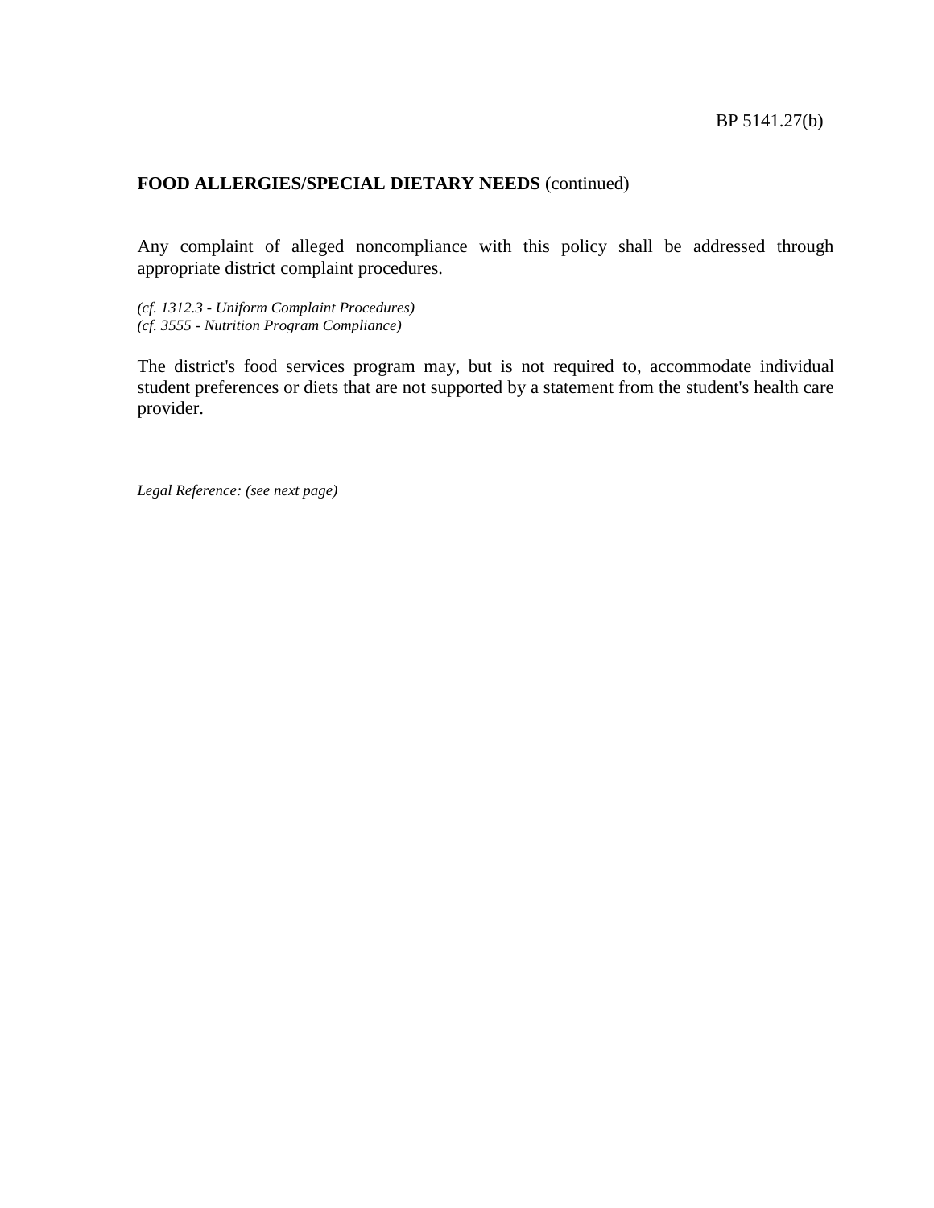**FOOD ALLERGIES/SPECIAL DIETARY NEEDS** (continued)

Any complaint of alleged noncompliance with this policy shall be addressed through appropriate district complaint procedures.

*(cf. 1312.3 - Uniform Complaint Procedures)*
*(cf. 3555 - Nutrition Program Compliance)*

The district's food services program may, but is not required to, accommodate individual student preferences or diets that are not supported by a statement from the student's health care provider.

*Legal Reference: (see next page)*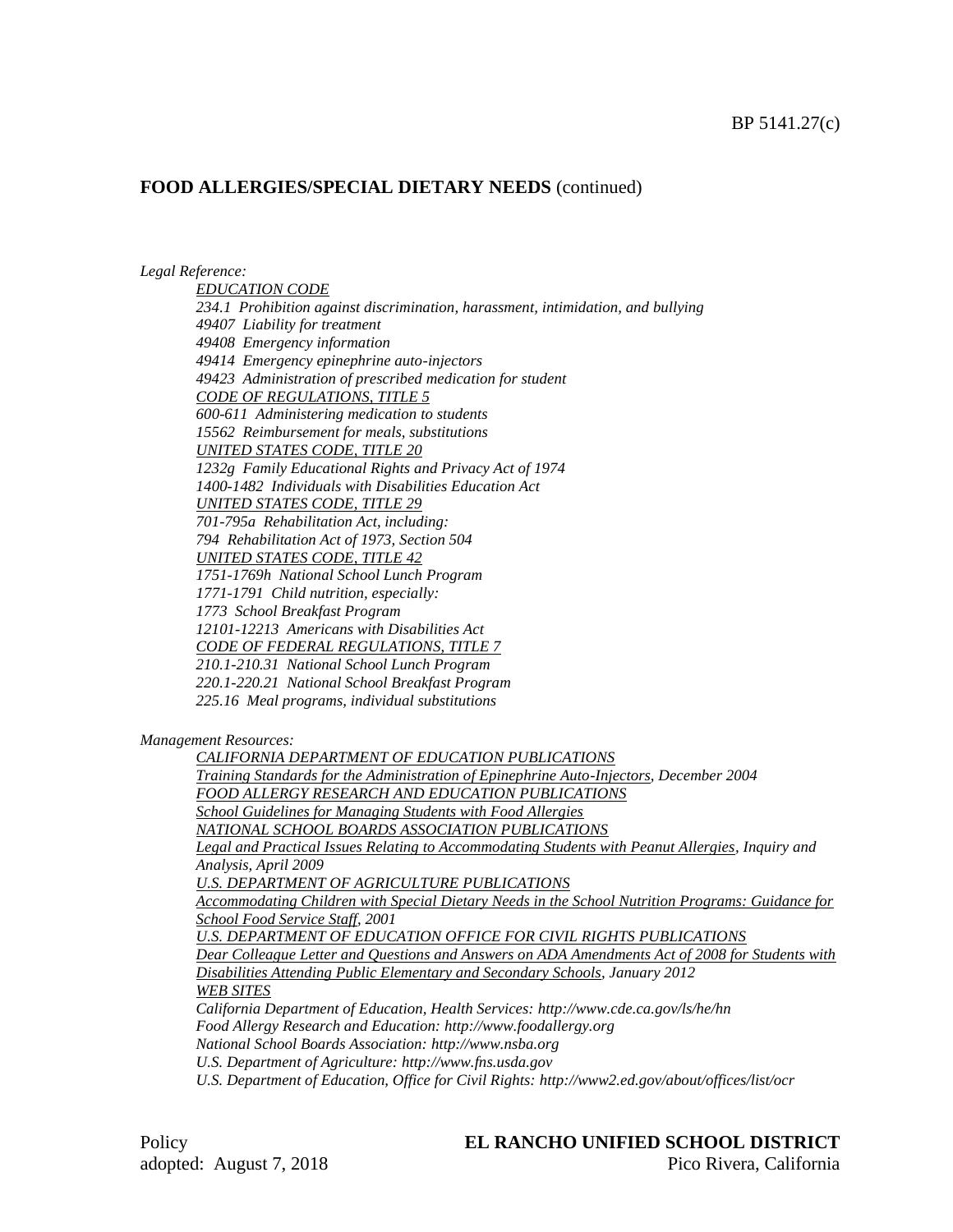**FOOD ALLERGIES/SPECIAL DIETARY NEEDS** (continued)

*Legal Reference:*

*EDUCATION CODE*
*234.1 Prohibition against discrimination, harassment, intimidation, and bullying*
*49407 Liability for treatment*
*49408 Emergency information*
*49414 Emergency epinephrine auto-injectors*
*49423 Administration of prescribed medication for student*
*CODE OF REGULATIONS, TITLE 5*
*600-611 Administering medication to students*
*15562 Reimbursement for meals, substitutions*
*UNITED STATES CODE, TITLE 20*
*1232g Family Educational Rights and Privacy Act of 1974*
*1400-1482 Individuals with Disabilities Education Act*
*UNITED STATES CODE, TITLE 29*
*701-795a Rehabilitation Act, including:*
*794 Rehabilitation Act of 1973, Section 504*
*UNITED STATES CODE, TITLE 42*
*1751-1769h National School Lunch Program*
*1771-1791 Child nutrition, especially:*
*1773 School Breakfast Program*
*12101-12213 Americans with Disabilities Act*
*CODE OF FEDERAL REGULATIONS, TITLE 7*
*210.1-210.31 National School Lunch Program*
*220.1-220.21 National School Breakfast Program*
*225.16 Meal programs, individual substitutions*

*Management Resources:*

*CALIFORNIA DEPARTMENT OF EDUCATION PUBLICATIONS*
*Training Standards for the Administration of Epinephrine Auto-Injectors, December 2004*
*FOOD ALLERGY RESEARCH AND EDUCATION PUBLICATIONS*
*School Guidelines for Managing Students with Food Allergies*
*NATIONAL SCHOOL BOARDS ASSOCIATION PUBLICATIONS*
*Legal and Practical Issues Relating to Accommodating Students with Peanut Allergies, Inquiry and Analysis, April 2009*
*U.S. DEPARTMENT OF AGRICULTURE PUBLICATIONS*
*Accommodating Children with Special Dietary Needs in the School Nutrition Programs: Guidance for School Food Service Staff, 2001*
*U.S. DEPARTMENT OF EDUCATION OFFICE FOR CIVIL RIGHTS PUBLICATIONS*
*Dear Colleague Letter and Questions and Answers on ADA Amendments Act of 2008 for Students with Disabilities Attending Public Elementary and Secondary Schools, January 2012*
*WEB SITES*
*California Department of Education, Health Services: http://www.cde.ca.gov/ls/he/hn*
*Food Allergy Research and Education: http://www.foodallergy.org*
*National School Boards Association: http://www.nsba.org*
*U.S. Department of Agriculture: http://www.fns.usda.gov*
*U.S. Department of Education, Office for Civil Rights: http://www2.ed.gov/about/offices/list/ocr*

Policy
adopted: August 7, 2018

**EL RANCHO UNIFIED SCHOOL DISTRICT**
Pico Rivera, California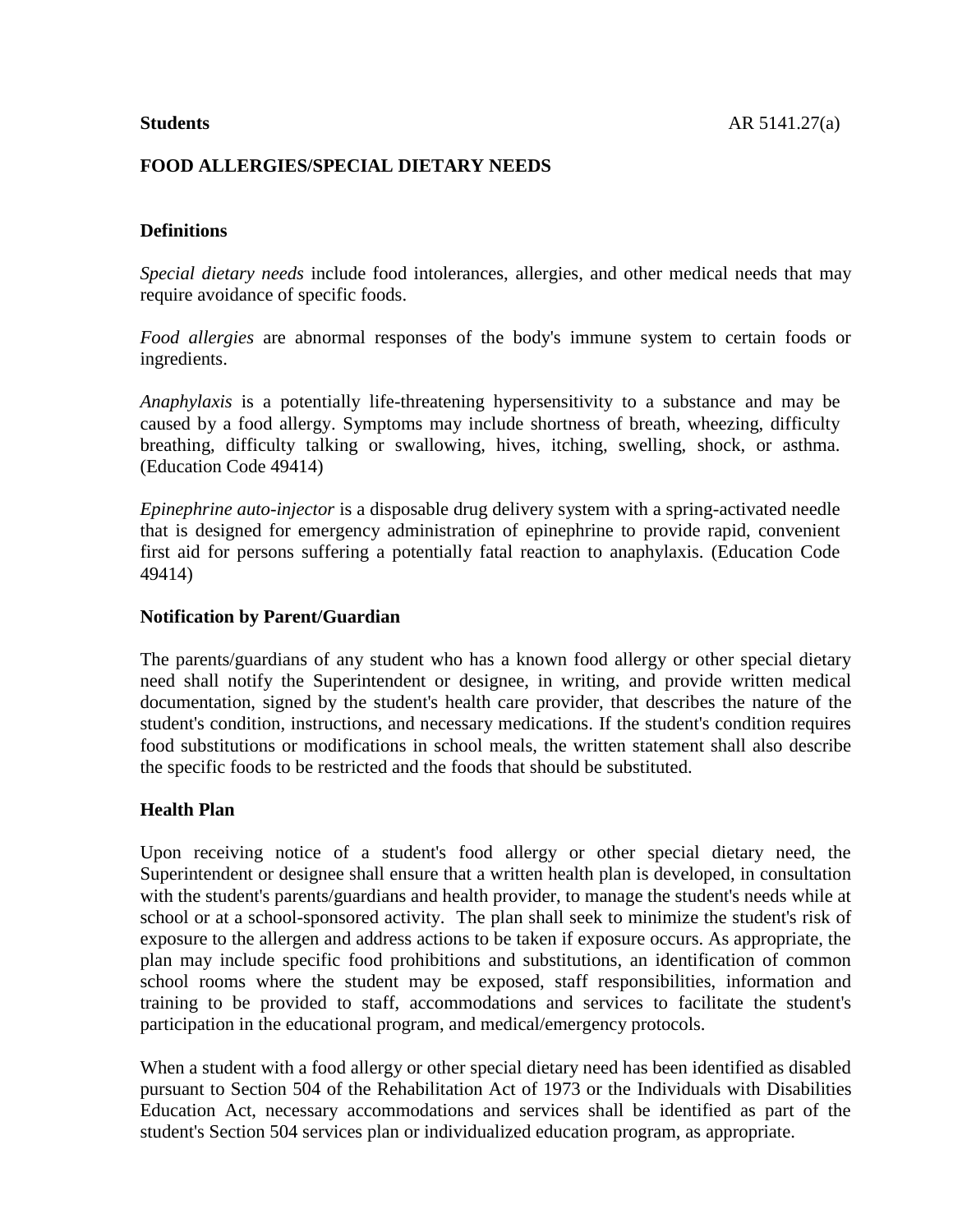**Students** AR 5141.27(a)

## FOOD ALLERGIES/SPECIAL DIETARY NEEDS

### Definitions

*Special dietary needs* include food intolerances, allergies, and other medical needs that may require avoidance of specific foods.

*Food allergies* are abnormal responses of the body's immune system to certain foods or ingredients.

*Anaphylaxis* is a potentially life-threatening hypersensitivity to a substance and may be caused by a food allergy. Symptoms may include shortness of breath, wheezing, difficulty breathing, difficulty talking or swallowing, hives, itching, swelling, shock, or asthma. (Education Code 49414)

*Epinephrine auto-injector* is a disposable drug delivery system with a spring-activated needle that is designed for emergency administration of epinephrine to provide rapid, convenient first aid for persons suffering a potentially fatal reaction to anaphylaxis. (Education Code 49414)

### Notification by Parent/Guardian

The parents/guardians of any student who has a known food allergy or other special dietary need shall notify the Superintendent or designee, in writing, and provide written medical documentation, signed by the student's health care provider, that describes the nature of the student's condition, instructions, and necessary medications. If the student's condition requires food substitutions or modifications in school meals, the written statement shall also describe the specific foods to be restricted and the foods that should be substituted.

### Health Plan

Upon receiving notice of a student's food allergy or other special dietary need, the Superintendent or designee shall ensure that a written health plan is developed, in consultation with the student's parents/guardians and health provider, to manage the student's needs while at school or at a school-sponsored activity. The plan shall seek to minimize the student's risk of exposure to the allergen and address actions to be taken if exposure occurs. As appropriate, the plan may include specific food prohibitions and substitutions, an identification of common school rooms where the student may be exposed, staff responsibilities, information and training to be provided to staff, accommodations and services to facilitate the student's participation in the educational program, and medical/emergency protocols.

When a student with a food allergy or other special dietary need has been identified as disabled pursuant to Section 504 of the Rehabilitation Act of 1973 or the Individuals with Disabilities Education Act, necessary accommodations and services shall be identified as part of the student's Section 504 services plan or individualized education program, as appropriate.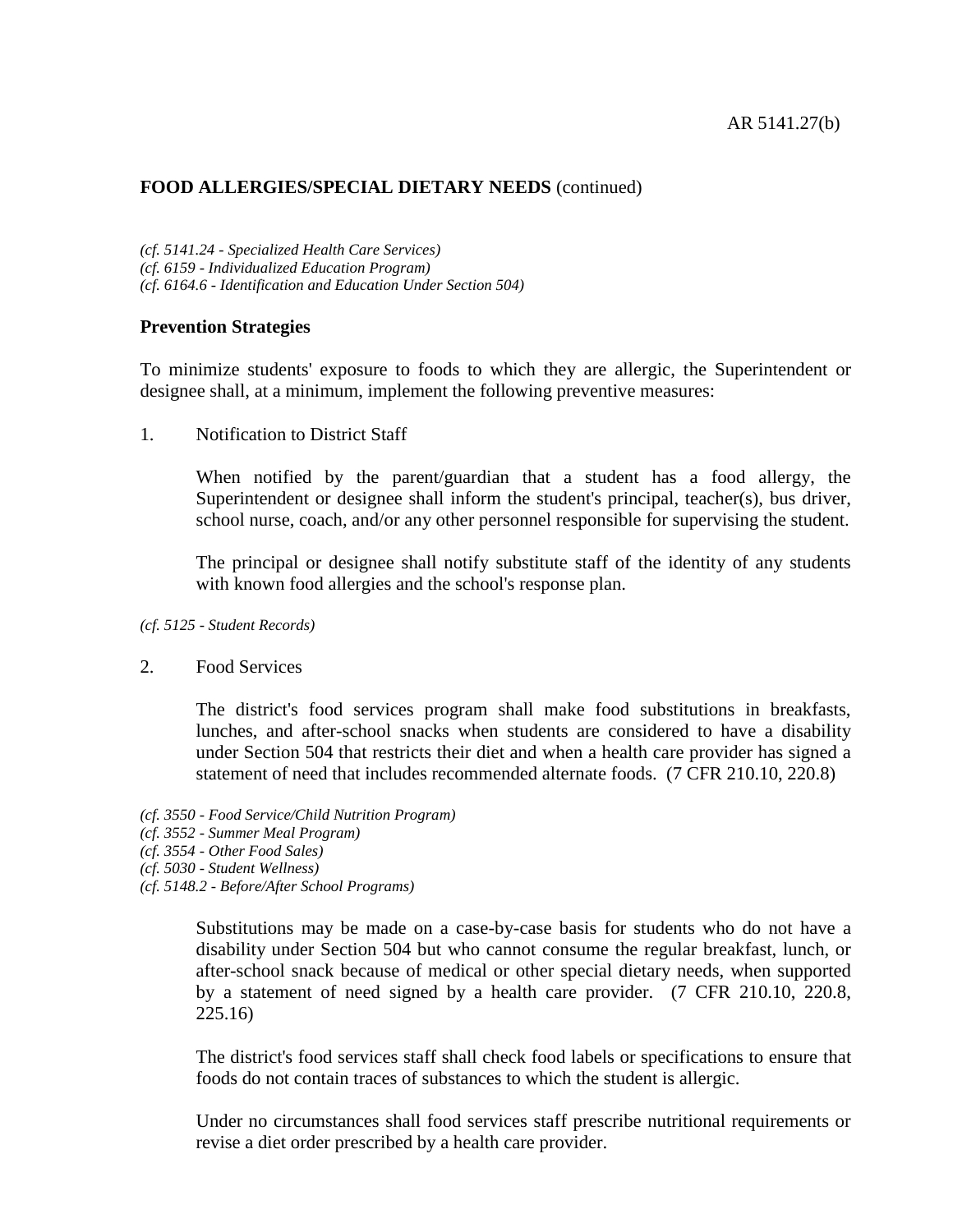**FOOD ALLERGIES/SPECIAL DIETARY NEEDS** (continued)

*(cf. 5141.24 - Specialized Health Care Services)*
*(cf. 6159 - Individualized Education Program)*
*(cf. 6164.6 - Identification and Education Under Section 504)*

### Prevention Strategies

To minimize students' exposure to foods to which they are allergic, the Superintendent or designee shall, at a minimum, implement the following preventive measures:

1. Notification to District Staff

   When notified by the parent/guardian that a student has a food allergy, the Superintendent or designee shall inform the student's principal, teacher(s), bus driver, school nurse, coach, and/or any other personnel responsible for supervising the student.

   The principal or designee shall notify substitute staff of the identity of any students with known food allergies and the school's response plan.

*(cf. 5125 - Student Records)*

2. Food Services

   The district's food services program shall make food substitutions in breakfasts, lunches, and after-school snacks when students are considered to have a disability under Section 504 that restricts their diet and when a health care provider has signed a statement of need that includes recommended alternate foods. (7 CFR 210.10, 220.8)

*(cf. 3550 - Food Service/Child Nutrition Program)*
*(cf. 3552 - Summer Meal Program)*
*(cf. 3554 - Other Food Sales)*
*(cf. 5030 - Student Wellness)*
*(cf. 5148.2 - Before/After School Programs)*

   Substitutions may be made on a case-by-case basis for students who do not have a disability under Section 504 but who cannot consume the regular breakfast, lunch, or after-school snack because of medical or other special dietary needs, when supported by a statement of need signed by a health care provider. (7 CFR 210.10, 220.8, 225.16)

   The district's food services staff shall check food labels or specifications to ensure that foods do not contain traces of substances to which the student is allergic.

   Under no circumstances shall food services staff prescribe nutritional requirements or revise a diet order prescribed by a health care provider.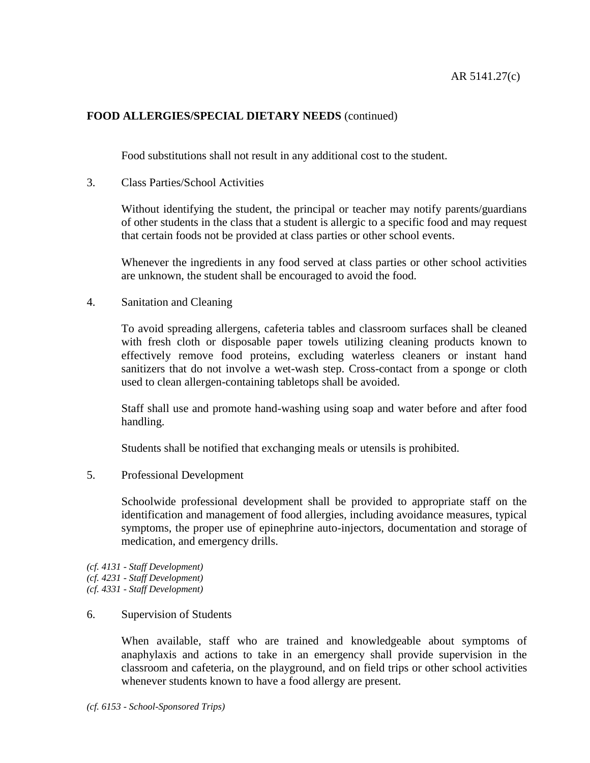**FOOD ALLERGIES/SPECIAL DIETARY NEEDS** (continued)

Food substitutions shall not result in any additional cost to the student.

3. Class Parties/School Activities

   Without identifying the student, the principal or teacher may notify parents/guardians of other students in the class that a student is allergic to a specific food and may request that certain foods not be provided at class parties or other school events.

   Whenever the ingredients in any food served at class parties or other school activities are unknown, the student shall be encouraged to avoid the food.

4. Sanitation and Cleaning

   To avoid spreading allergens, cafeteria tables and classroom surfaces shall be cleaned with fresh cloth or disposable paper towels utilizing cleaning products known to effectively remove food proteins, excluding waterless cleaners or instant hand sanitizers that do not involve a wet-wash step. Cross-contact from a sponge or cloth used to clean allergen-containing tabletops shall be avoided.

   Staff shall use and promote hand-washing using soap and water before and after food handling.

   Students shall be notified that exchanging meals or utensils is prohibited.

5. Professional Development

   Schoolwide professional development shall be provided to appropriate staff on the identification and management of food allergies, including avoidance measures, typical symptoms, the proper use of epinephrine auto-injectors, documentation and storage of medication, and emergency drills.

*(cf. 4131 - Staff Development)*
*(cf. 4231 - Staff Development)*
*(cf. 4331 - Staff Development)*

6. Supervision of Students

   When available, staff who are trained and knowledgeable about symptoms of anaphylaxis and actions to take in an emergency shall provide supervision in the classroom and cafeteria, on the playground, and on field trips or other school activities whenever students known to have a food allergy are present.

*(cf. 6153 - School-Sponsored Trips)*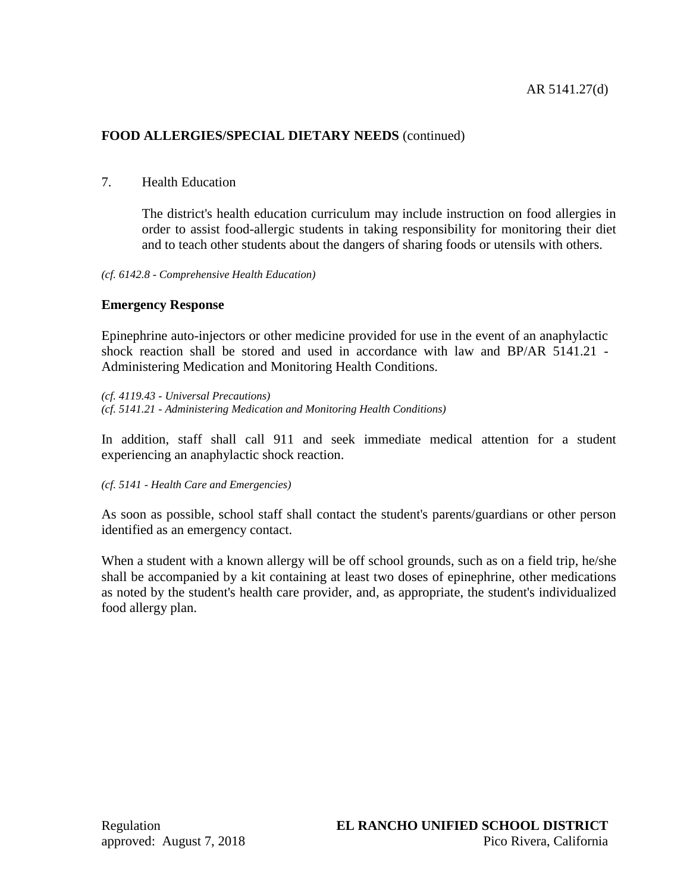7. Health Education

   The district's health education curriculum may include instruction on food allergies in order to assist food-allergic students in taking responsibility for monitoring their diet and to teach other students about the dangers of sharing foods or utensils with others.

*(cf. 6142.8 - Comprehensive Health Education)*

**Emergency Response**

Epinephrine auto-injectors or other medicine provided for use in the event of an anaphylactic shock reaction shall be stored and used in accordance with law and BP/AR 5141.21 - Administering Medication and Monitoring Health Conditions.

*(cf. 4119.43 - Universal Precautions)*
*(cf. 5141.21 - Administering Medication and Monitoring Health Conditions)*

In addition, staff shall call 911 and seek immediate medical attention for a student experiencing an anaphylactic shock reaction.

*(cf. 5141 - Health Care and Emergencies)*

As soon as possible, school staff shall contact the student's parents/guardians or other person identified as an emergency contact.

When a student with a known allergy will be off school grounds, such as on a field trip, he/she shall be accompanied by a kit containing at least two doses of epinephrine, other medications as noted by the student's health care provider, and, as appropriate, the student's individualized food allergy plan.

Regulation
approved: August 7, 2018

**EL RANCHO UNIFIED SCHOOL DISTRICT**
Pico Rivera, California